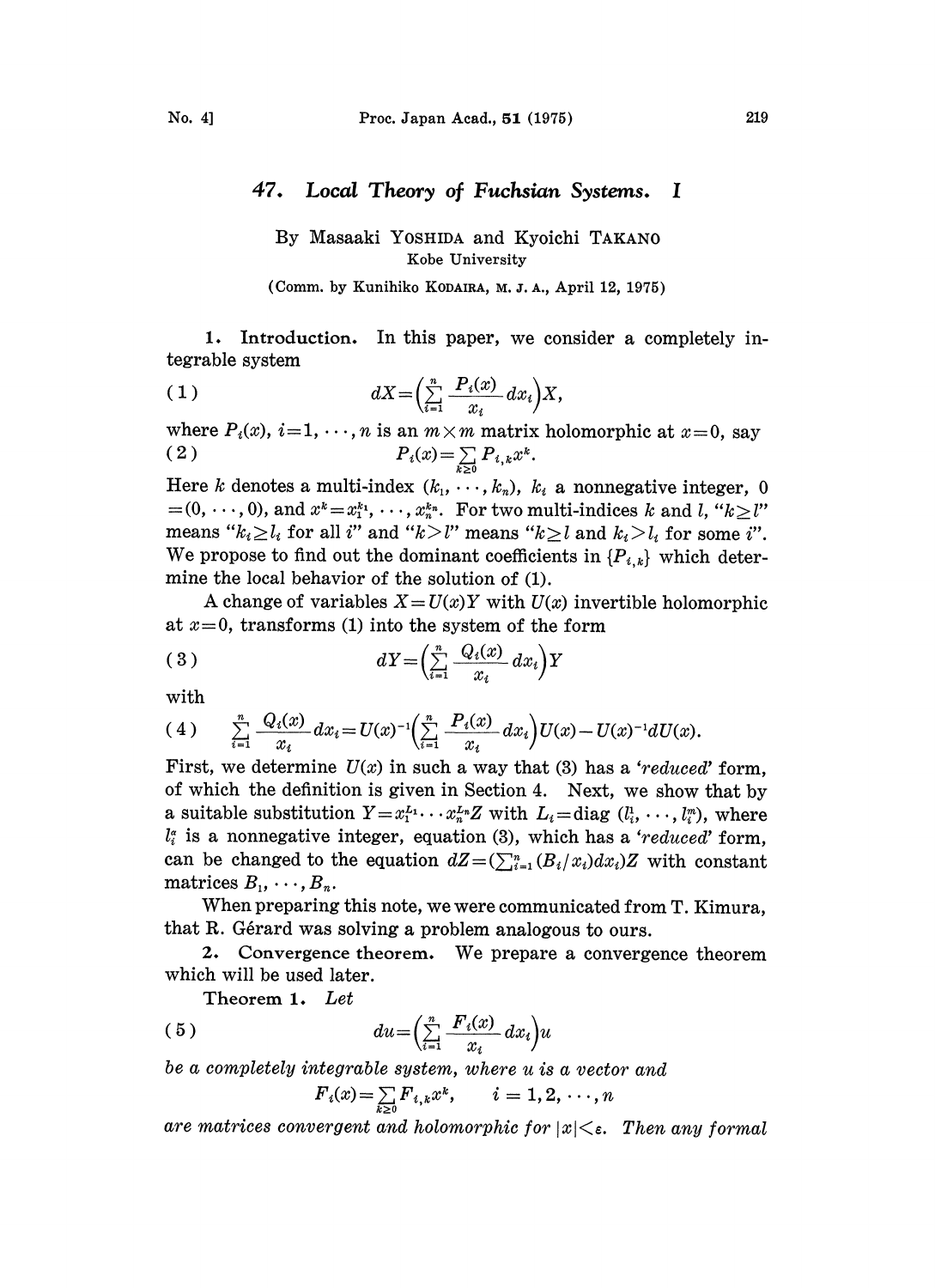# 47. Local Theory of Fuchsian Systems. I

By Masaaki YOSHIDA and Kyoichi TAKANO

Kobe University

(Comm. by Kunihiko KODAIRA, M. J. A., April 12, 1975)

**1. Introduction.** In this paper, we consider a completely integrable system

$$(1) \qquad dX = \Big(\sum_{i=1}^{n} \frac{P_i(x)}{x_i} dx_i\Big) X,$$

where $P_i(x)$, $i=1, \cdots, n$ is an $m \times m$ matrix holomorphic at $x=0$, say

$$(2) \qquad P_i(x) = \sum_{k \geq 0} P_{i,k} x^k.$$

Here $k$ denotes a multi-index $(k_1, \cdots, k_n)$, $k_i$ a nonnegative integer, $0 = (0, \cdots, 0)$, and $x^k = x_1^{k_1}, \cdots, x_n^{k_n}$. For two multi-indices $k$ and $l$, "$k \geq l$" means "$k_i \geq l_i$ for all $i$" and "$k > l$" means "$k \geq l$ and $k_i > l_i$ for some $i$". We propose to find out the dominant coefficients in $\{P_{i,k}\}$ which determine the local behavior of the solution of (1).

A change of variables $X = U(x)Y$ with $U(x)$ invertible holomorphic at $x=0$, transforms (1) into the system of the form

$$(3) \qquad dY = \Big(\sum_{i=1}^{n} \frac{Q_i(x)}{x_i} dx_i\Big) Y$$

with

$$(4) \qquad \sum_{i=1}^{n} \frac{Q_i(x)}{x_i} dx_i = U(x)^{-1} \Big(\sum_{i=1}^{n} \frac{P_i(x)}{x_i} dx_i\Big) U(x) - U(x)^{-1} dU(x).$$

First, we determine $U(x)$ in such a way that (3) has a '*reduced*' form, of which the definition is given in Section 4. Next, we show that by a suitable substitution $Y = x_1^{L_1} \cdots x_n^{L_n} Z$ with $L_i = \mathrm{diag}\,(l_i^1, \cdots, l_i^m)$, where $l_i^\alpha$ is a nonnegative integer, equation (3), which has a '*reduced*' form, can be changed to the equation $dZ = (\sum_{i=1}^{n} (B_i/x_i) dx_i) Z$ with constant matrices $B_1, \cdots, B_n$.

When preparing this note, we were communicated from T. Kimura, that R. Gérard was solving a problem analogous to ours.

**2. Convergence theorem.** We prepare a convergence theorem which will be used later.

**Theorem 1.** *Let*

$$(5) \qquad du = \Big(\sum_{i=1}^{n} \frac{F_i(x)}{x_i} dx_i\Big) u$$

*be a completely integrable system, where $u$ is a vector and*

$$F_i(x) = \sum_{k \geq 0} F_{i,k} x^k, \qquad i = 1, 2, \cdots, n$$

*are matrices convergent and holomorphic for $|x| < \varepsilon$. Then any formal*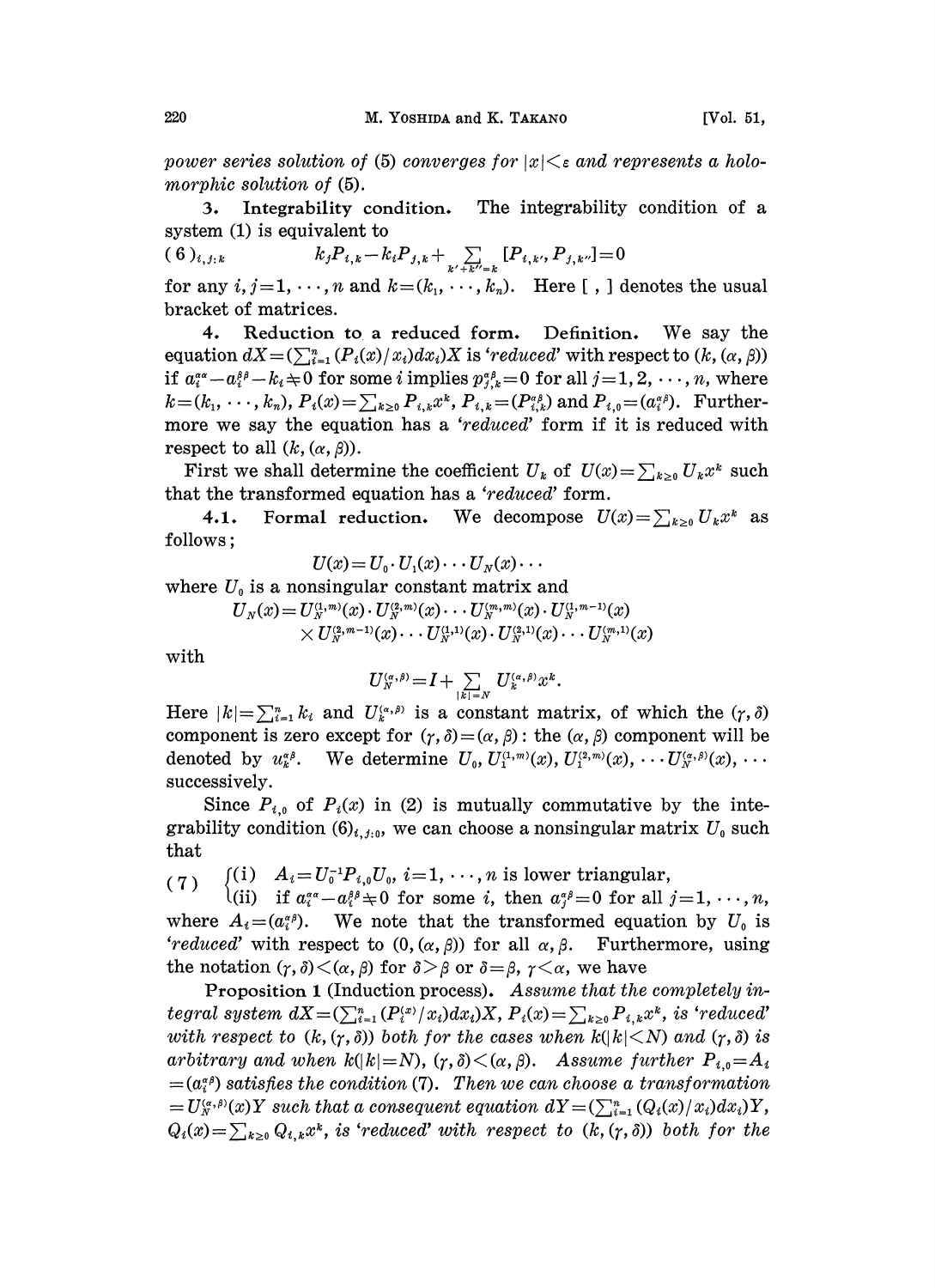*power series solution of* (5) *converges for* $|x|<\varepsilon$ *and represents a holomorphic solution of* (5).

**3. Integrability condition.** The integrability condition of a system (1) is equivalent to

$$(6)_{i,j:k} \qquad k_j P_{i,k} - k_i P_{j,k} + \sum_{k'+k''=k} [P_{i,k'}, P_{j,k''}] = 0$$

for any $i, j = 1, \cdots, n$ and $k=(k_1, \cdots, k_n)$. Here [ , ] denotes the usual bracket of matrices.

**4. Reduction to a reduced form. Definition.** We say the equation $dX = (\sum_{i=1}^{n} (P_i(x)/x_i)dx_i)X$ is *'reduced'* with respect to $(k, (\alpha, \beta))$ if $a_i^{\alpha\alpha} - a_i^{\beta\beta} - k_i \neq 0$ for some $i$ implies $p_{j,k}^{\alpha\beta} = 0$ for all $j=1, 2, \cdots, n$, where $k=(k_1, \cdots, k_n)$, $P_i(x) = \sum_{k\geq 0} P_{i,k}x^k$, $P_{i,k} = (P_{i,k}^{\alpha\beta})$ and $P_{i,0} = (a_i^{\alpha\beta})$. Furthermore we say the equation has a *'reduced'* form if it is reduced with respect to all $(k, (\alpha, \beta))$.

First we shall determine the coefficient $U_k$ of $U(x) = \sum_{k\geq 0} U_k x^k$ such that the transformed equation has a *'reduced'* form.

**4.1. Formal reduction.** We decompose $U(x) = \sum_{k\geq 0} U_k x^k$ as follows;

$$U(x) = U_0 \cdot U_1(x) \cdots U_N(x) \cdots$$

where $U_0$ is a nonsingular constant matrix and

$$U_N(x) = U_N^{(1,m)}(x) \cdot U_N^{(2,m)}(x) \cdots U_N^{(m,m)}(x) \cdot U_N^{(1,m-1)}(x)$$
$$\times U_N^{(2,m-1)}(x) \cdots U_N^{(1,1)}(x) \cdot U_N^{(2,1)}(x) \cdots U_N^{(m,1)}(x)$$

with

$$U_N^{(\alpha,\beta)} = I + \sum_{|k|=N} U_k^{(\alpha,\beta)} x^k.$$

Here $|k| = \sum_{i=1}^{n} k_i$ and $U_k^{(\alpha,\beta)}$ is a constant matrix, of which the $(\gamma, \delta)$ component is zero except for $(\gamma, \delta) = (\alpha, \beta)$: the $(\alpha, \beta)$ component will be denoted by $u_k^{\alpha\beta}$. We determine $U_0, U_1^{(1,m)}(x), U_1^{(2,m)}(x), \cdots U_N^{(\alpha,\beta)}(x), \cdots$ successively.

Since $P_{i,0}$ of $P_i(x)$ in (2) is mutually commutative by the integrability condition $(6)_{i,j:0}$, we can choose a nonsingular matrix $U_0$ such that

$$(7) \quad \begin{cases} \text{(i)} \;\; A_i = U_0^{-1} P_{i,0} U_0,\; i=1, \cdots, n \text{ is lower triangular,} \\ \text{(ii)} \;\; \text{if } a_i^{\alpha\alpha} - a_i^{\beta\beta} \neq 0 \text{ for some } i, \text{ then } a_j^{\alpha\beta} = 0 \text{ for all } j=1, \cdots, n, \end{cases}$$

where $A_i = (a_i^{\alpha\beta})$. We note that the transformed equation by $U_0$ is *'reduced'* with respect to $(0, (\alpha, \beta))$ for all $\alpha, \beta$. Furthermore, using the notation $(\gamma, \delta) < (\alpha, \beta)$ for $\delta > \beta$ or $\delta = \beta$, $\gamma < \alpha$, we have

**Proposition 1** (Induction process). *Assume that the completely integral system* $dX = (\sum_{i=1}^{n} (P_i^{(x)}/x_i)dx_i)X$, $P_i(x) = \sum_{k\geq 0} P_{i,k}x^k$, *is 'reduced' with respect to* $(k, (\gamma, \delta))$ *both for the cases when* $k(|k|<N)$ *and* $(\gamma, \delta)$ *is arbitrary and when* $k(|k|=N)$, $(\gamma, \delta) < (\alpha, \beta)$. *Assume further* $P_{i,0} = A_i = (a_i^{\alpha\beta})$ *satisfies the condition* (7). *Then we can choose a transformation* $= U_N^{(\alpha,\beta)}(x)Y$ *such that a consequent equation* $dY = (\sum_{i=1}^{n} (Q_i(x)/x_i)dx_i)Y$, $Q_i(x) = \sum_{k\geq 0} Q_{i,k}x^k$, *is 'reduced' with respect to* $(k, (\gamma, \delta))$ *both for the*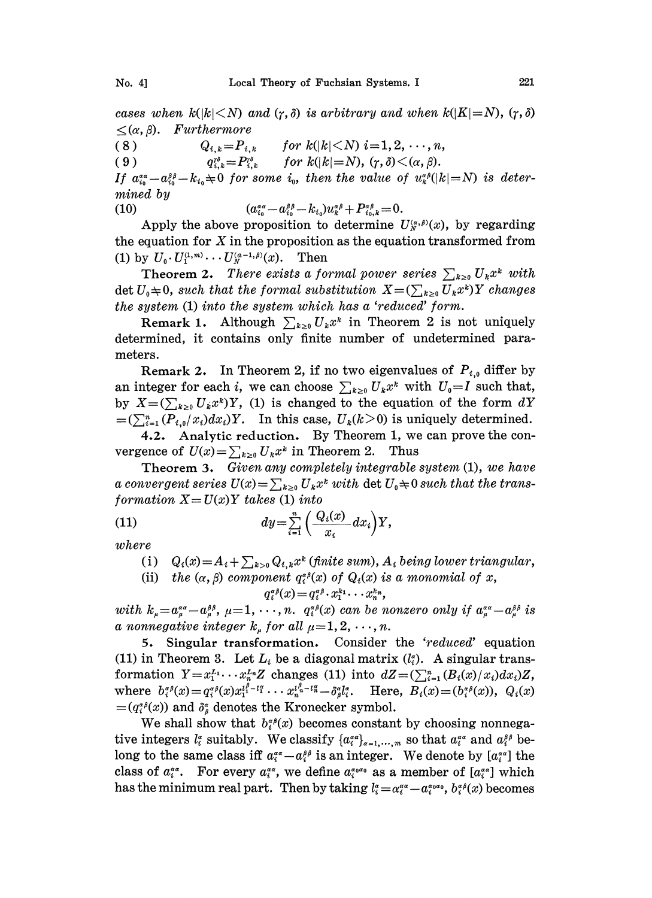cases when $k(|k|<N)$ and $(\gamma, \delta)$ is arbitrary and when $k(|K|=N)$, $(\gamma, \delta) \leq (\alpha, \beta)$. Furthermore

$$
(8) \qquad Q_{i,k} = P_{i,k} \qquad \text{for } k(|k|<N)\ i=1,2,\cdots,n,
$$

$$
(9) \qquad q_{i,k}^{\gamma\delta} = P_{i,k}^{\gamma\delta} \qquad \text{for } k(|k|=N),\ (\gamma,\delta)<(\alpha,\beta).
$$

*If $a_{i_0}^{\alpha\alpha} - a_{i_0}^{\beta\beta} - k_{i_0} \neq 0$ for some $i_0$, then the value of $u_k^{\alpha\beta}(|k|=N)$ is determined by*

$$
(10) \qquad (a_{i_0}^{\alpha\alpha} - a_{i_0}^{\beta\beta} - k_{i_0})u_k^{\alpha\beta} + P_{i_0,k}^{\alpha\beta} = 0.
$$

Apply the above proposition to determine $U_N^{(\alpha,\beta)}(x)$, by regarding the equation for $X$ in the proposition as the equation transformed from (1) by $U_0 \cdot U_1^{(1,m)} \cdots U_N^{(\alpha-1,\beta)}(x)$. Then

**Theorem 2.** *There exists a formal power series $\sum_{k\geq 0} U_k x^k$ with $\det U_0 \neq 0$, such that the formal substitution $X = (\sum_{k\geq 0} U_k x^k)Y$ changes the system (1) into the system which has a 'reduced' form.*

**Remark 1.** Although $\sum_{k\geq 0} U_k x^k$ in Theorem 2 is not uniquely determined, it contains only finite number of undetermined parameters.

**Remark 2.** In Theorem 2, if no two eigenvalues of $P_{i,0}$ differ by an integer for each $i$, we can choose $\sum_{k\geq 0} U_k x^k$ with $U_0 = I$ such that, by $X = (\sum_{k\geq 0} U_k x^k)Y$, (1) is changed to the equation of the form $dY = (\sum_{i=1}^n (P_{i,0}/x_i)dx_i)Y$. In this case, $U_k(k>0)$ is uniquely determined.

**4.2. Analytic reduction.** By Theorem 1, we can prove the convergence of $U(x) = \sum_{k\geq 0} U_k x^k$ in Theorem 2. Thus

**Theorem 3.** *Given any completely integrable system (1), we have a convergent series $U(x) = \sum_{k\geq 0} U_k x^k$ with $\det U_0 \neq 0$ such that the transformation $X = U(x)Y$ takes (1) into*

$$
(11) \qquad dy = \sum_{i=1}^n \left(\frac{Q_i(x)}{x_i} dx_i\right) Y,
$$

*where*

(i) $Q_i(x) = A_i + \sum_{k>0} Q_{i,k} x^k$ *(finite sum), $A_i$ being lower triangular,*

(ii) *the $(\alpha, \beta)$ component $q_i^{\alpha\beta}(x)$ of $Q_i(x)$ is a monomial of $x$,*

$$
q_i^{\alpha\beta}(x) = q_i^{\alpha\beta} \cdot x_1^{k_1} \cdots x_n^{k_n},
$$

*with $k_\mu = a_\mu^{\alpha\alpha} - a_\mu^{\beta\beta}$, $\mu = 1, \cdots, n$. $q_i^{\alpha\beta}(x)$ can be nonzero only if $a_\mu^{\alpha\alpha} - a_\mu^{\beta\beta}$ is a nonnegative integer $k_\mu$ for all $\mu = 1, 2, \cdots, n$.*

**5. Singular transformation.** Consider the *'reduced'* equation (11) in Theorem 3. Let $L_i$ be a diagonal matrix $(l_i^\alpha)$. A singular transformation $Y = x_1^{L_1} \cdots x_n^{L_n} Z$ changes (11) into $dZ = (\sum_{i=1}^n (B_i(x)/x_i)dx_i)Z$, where $b_i^{\alpha\beta}(x) = q_i^{\alpha\beta}(x) x_1^{l_1^\beta - l_1^\alpha} \cdots x_n^{l_n^\beta - l_n^\alpha} - \delta_\beta^\alpha l_i^\alpha$. Here, $B_i(x) = (b_i^{\alpha\beta}(x))$, $Q_i(x) = (q_i^{\alpha\beta}(x))$ and $\delta_\beta^\alpha$ denotes the Kronecker symbol.

We shall show that $b_i^{\alpha\beta}(x)$ becomes constant by choosing nonnegative integers $l_i^\alpha$ suitably. We classify $\{a_i^{\alpha\alpha}\}_{\alpha=1,\cdots,m}$ so that $a_i^{\alpha\alpha}$ and $a_i^{\beta\beta}$ belong to the same class iff $a_i^{\alpha\alpha} - a_i^{\beta\beta}$ is an integer. We denote by $[a_i^{\alpha\alpha}]$ the class of $a_i^{\alpha\alpha}$. For every $a_i^{\alpha\alpha}$, we define $a_i^{\alpha_0\alpha_0}$ as a member of $[a_i^{\alpha\alpha}]$ which has the minimum real part. Then by taking $l_i^\alpha = a_i^{\alpha\alpha} - a_i^{\alpha_0\alpha_0}$, $b_i^{\alpha\beta}(x)$ becomes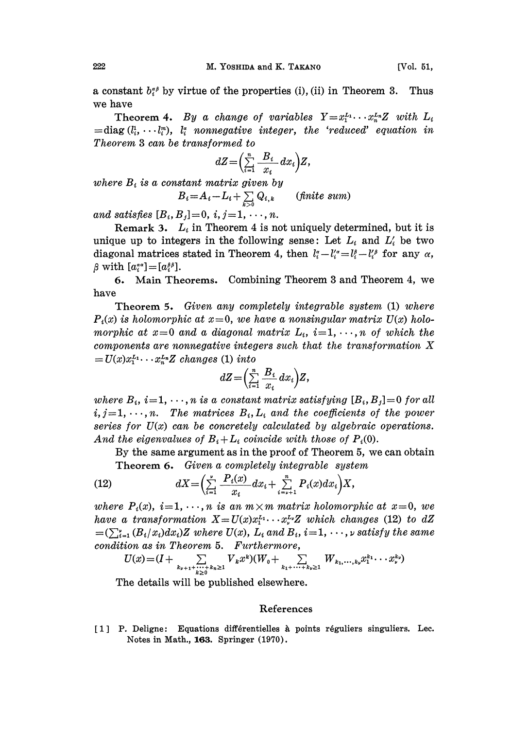a constant $b_i^{\alpha\beta}$ by virtue of the properties (i), (ii) in Theorem 3. Thus we have

**Theorem 4.** *By a change of variables* $Y=x_1^{L_1}\cdots x_n^{L_n}Z$ *with* $L_i=\operatorname{diag}(l_i^1,\cdots l_i^m)$, $l_i^\alpha$ *nonnegative integer, the 'reduced' equation in Theorem* 3 *can be transformed to*

$$dZ=\Big(\sum_{i=1}^n \frac{B_i}{x_i}dx_i\Big)Z,$$

*where* $B_i$ *is a constant matrix given by*

$$B_i=A_i-L_i+\sum_{k>0}Q_{i,k} \qquad (\textit{finite sum})$$

*and satisfies* $[B_i,B_j]=0$, $i,j=1,\cdots,n$.

**Remark 3.** $L_i$ in Theorem 4 is not uniquely determined, but it is unique up to integers in the following sense: Let $L_i$ and $L_i'$ be two diagonal matrices stated in Theorem 4, then $l_i^\alpha-l_i'^\alpha=l_i^\beta-l_i'^\beta$ for any $\alpha$, $\beta$ with $[a_i^{\alpha\alpha}]=[a_i^{\beta\beta}]$.

## 6. Main Theorems.

Combining Theorem 3 and Theorem 4, we have

**Theorem 5.** *Given any completely integrable system* (1) *where* $P_i(x)$ *is holomorphic at* $x=0$, *we have a nonsingular matrix* $U(x)$ *holomorphic at* $x=0$ *and a diagonal matrix* $L_i$, $i=1,\cdots,n$ *of which the components are nonnegative integers such that the transformation* $X=U(x)x_1^{L_1}\cdots x_n^{L_n}Z$ *changes* (1) *into*

$$dZ=\Big(\sum_{i=1}^n \frac{B_i}{x_i}dx_i\Big)Z,$$

*where* $B_i$, $i=1,\cdots,n$ *is a constant matrix satisfying* $[B_i,B_j]=0$ *for all* $i,j=1,\cdots,n$. *The matrices* $B_i, L_i$ *and the coefficients of the power series for* $U(x)$ *can be concretely calculated by algebraic operations. And the eigenvalues of* $B_i+L_i$ *coincide with those of* $P_i(0)$.

By the same argument as in the proof of Theorem 5, we can obtain

**Theorem 6.** *Given a completely integrable system*

$$dX=\Big(\sum_{i=1}^{\nu}\frac{P_i(x)}{x_i}dx_i+\sum_{i=\nu+1}^{n}P_i(x)dx_i\Big)X, \tag{12}$$

*where* $P_i(x)$, $i=1,\cdots,n$ *is an* $m\times m$ *matrix holomorphic at* $x=0$, *we have a transformation* $X=U(x)x_1^{L_1}\cdots x_\nu^{L_\nu}Z$ *which changes* (12) *to* $dZ=(\sum_{i=1}^{\nu}(B_i/x_i)dx_i)Z$ *where* $U(x)$, $L_i$ *and* $B_i$, $i=1,\cdots,\nu$ *satisfy the same condition as in Theorem* 5. *Furthermore,*

$$U(x)=(I+\sum_{\substack{k_{\nu+1}+\cdots+k_n\geq 1\\ k\geq 0}}V_kx^k)(W_0+\sum_{k_1+\cdots+k_\nu\geq 1}W_{k_1,\cdots,k_\nu}x_1^{k_1}\cdots x_\nu^{k_\nu})$$

The details will be published elsewhere.

## References

[1] P. Deligne: Equations différentielles à points réguliers singuliers. Lec. Notes in Math., **163**. Springer (1970).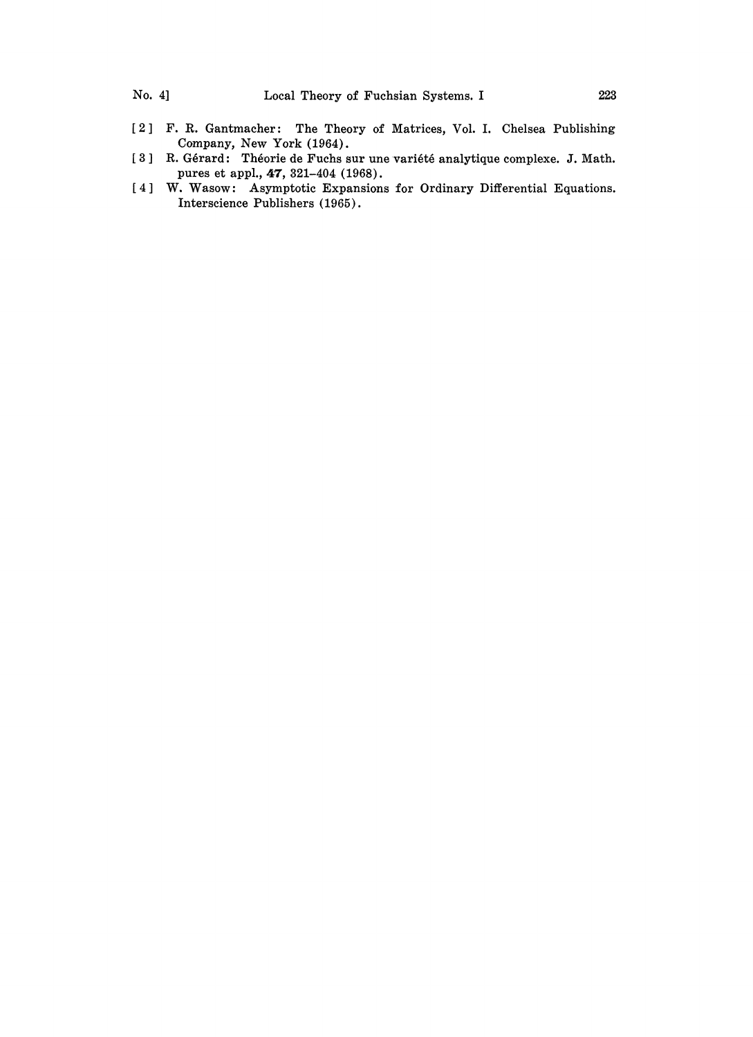[2] F. R. Gantmacher: The Theory of Matrices, Vol. I. Chelsea Publishing Company, New York (1964).

[3] R. Gérard: Théorie de Fuchs sur une variété analytique complexe. J. Math. pures et appl., **47**, 321–404 (1968).

[4] W. Wasow: Asymptotic Expansions for Ordinary Differential Equations. Interscience Publishers (1965).